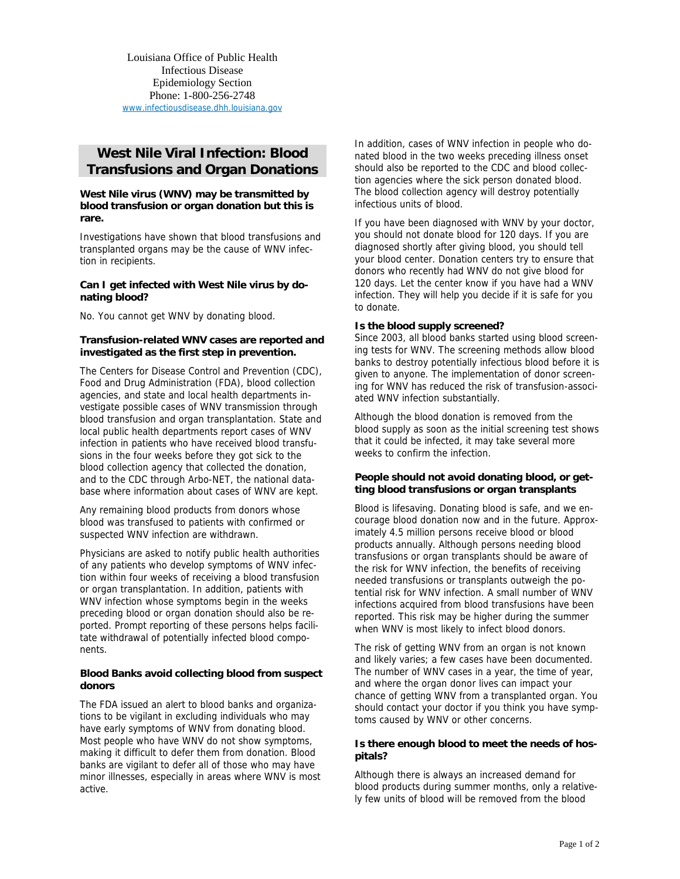Louisiana Office of Public Health
Infectious Disease
Epidemiology Section
Phone: 1-800-256-2748
www.infectiousdisease.dhh.louisiana.gov

# West Nile Viral Infection: Blood Transfusions and Organ Donations

**West Nile virus (WNV) may be transmitted by blood transfusion or organ donation but this is rare.**

Investigations have shown that blood transfusions and transplanted organs may be the cause of WNV infection in recipients.

**Can I get infected with West Nile virus by donating blood?**

No. You cannot get WNV by donating blood.

**Transfusion-related WNV cases are reported and investigated as the first step in prevention.**

The Centers for Disease Control and Prevention (CDC), Food and Drug Administration (FDA), blood collection agencies, and state and local health departments investigate possible cases of WNV transmission through blood transfusion and organ transplantation. State and local public health departments report cases of WNV infection in patients who have received blood transfusions in the four weeks before they got sick to the blood collection agency that collected the donation, and to the CDC through Arbo-NET, the national database where information about cases of WNV are kept.

Any remaining blood products from donors whose blood was transfused to patients with confirmed or suspected WNV infection are withdrawn.

Physicians are asked to notify public health authorities of any patients who develop symptoms of WNV infection within four weeks of receiving a blood transfusion or organ transplantation. In addition, patients with WNV infection whose symptoms begin in the weeks preceding blood or organ donation should also be reported. Prompt reporting of these persons helps facilitate withdrawal of potentially infected blood components.

**Blood Banks avoid collecting blood from suspect donors**

The FDA issued an alert to blood banks and organizations to be vigilant in excluding individuals who may have early symptoms of WNV from donating blood. Most people who have WNV do not show symptoms, making it difficult to defer them from donation. Blood banks are vigilant to defer all of those who may have minor illnesses, especially in areas where WNV is most active.

In addition, cases of WNV infection in people who donated blood in the two weeks preceding illness onset should also be reported to the CDC and blood collection agencies where the sick person donated blood. The blood collection agency will destroy potentially infectious units of blood.

If you have been diagnosed with WNV by your doctor, you should not donate blood for 120 days. If you are diagnosed shortly after giving blood, you should tell your blood center. Donation centers try to ensure that donors who recently had WNV do not give blood for 120 days. Let the center know if you have had a WNV infection. They will help you decide if it is safe for you to donate.

**Is the blood supply screened?**

Since 2003, all blood banks started using blood screening tests for WNV. The screening methods allow blood banks to destroy potentially infectious blood before it is given to anyone. The implementation of donor screening for WNV has reduced the risk of transfusion-associated WNV infection substantially.

Although the blood donation is removed from the blood supply as soon as the initial screening test shows that it could be infected, it may take several more weeks to confirm the infection.

**People should not avoid donating blood, or getting blood transfusions or organ transplants**

Blood is lifesaving. Donating blood is safe, and we encourage blood donation now and in the future. Approximately 4.5 million persons receive blood or blood products annually. Although persons needing blood transfusions or organ transplants should be aware of the risk for WNV infection, the benefits of receiving needed transfusions or transplants outweigh the potential risk for WNV infection. A small number of WNV infections acquired from blood transfusions have been reported. This risk may be higher during the summer when WNV is most likely to infect blood donors.

The risk of getting WNV from an organ is not known and likely varies; a few cases have been documented. The number of WNV cases in a year, the time of year, and where the organ donor lives can impact your chance of getting WNV from a transplanted organ. You should contact your doctor if you think you have symptoms caused by WNV or other concerns.

**Is there enough blood to meet the needs of hospitals?**

Although there is always an increased demand for blood products during summer months, only a relatively few units of blood will be removed from the blood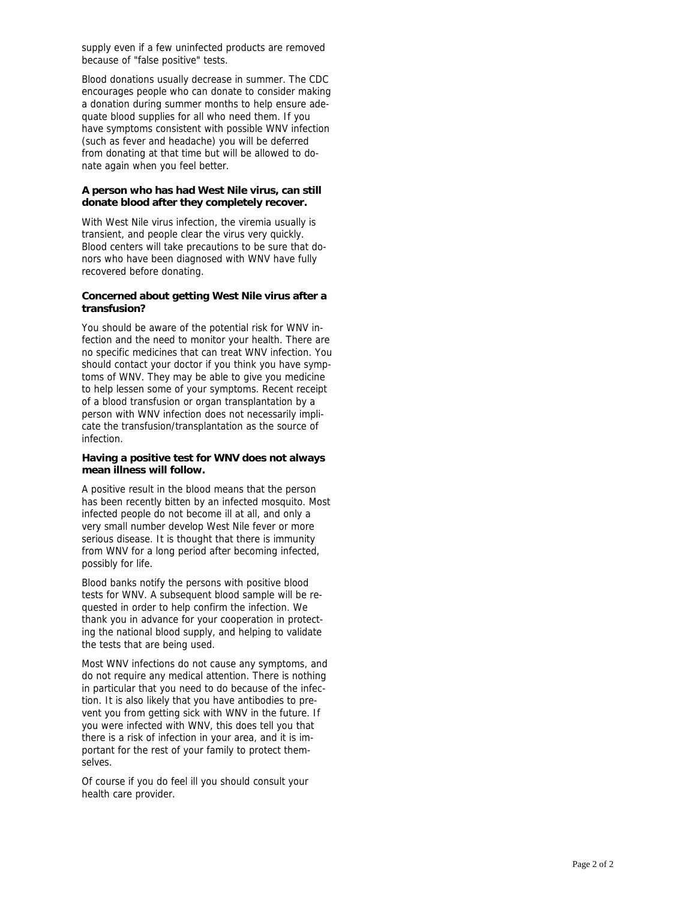supply even if a few uninfected products are removed because of "false positive" tests.

Blood donations usually decrease in summer. The CDC encourages people who can donate to consider making a donation during summer months to help ensure adequate blood supplies for all who need them. If you have symptoms consistent with possible WNV infection (such as fever and headache) you will be deferred from donating at that time but will be allowed to donate again when you feel better.

**A person who has had West Nile virus, can still donate blood after they completely recover.**

With West Nile virus infection, the viremia usually is transient, and people clear the virus very quickly. Blood centers will take precautions to be sure that donors who have been diagnosed with WNV have fully recovered before donating.

**Concerned about getting West Nile virus after a transfusion?**

You should be aware of the potential risk for WNV infection and the need to monitor your health. There are no specific medicines that can treat WNV infection. You should contact your doctor if you think you have symptoms of WNV. They may be able to give you medicine to help lessen some of your symptoms. Recent receipt of a blood transfusion or organ transplantation by a person with WNV infection does not necessarily implicate the transfusion/transplantation as the source of infection.

**Having a positive test for WNV does not always mean illness will follow.**

A positive result in the blood means that the person has been recently bitten by an infected mosquito. Most infected people do not become ill at all, and only a very small number develop West Nile fever or more serious disease. It is thought that there is immunity from WNV for a long period after becoming infected, possibly for life.

Blood banks notify the persons with positive blood tests for WNV. A subsequent blood sample will be requested in order to help confirm the infection. We thank you in advance for your cooperation in protecting the national blood supply, and helping to validate the tests that are being used.

Most WNV infections do not cause any symptoms, and do not require any medical attention. There is nothing in particular that you need to do because of the infection. It is also likely that you have antibodies to prevent you from getting sick with WNV in the future. If you were infected with WNV, this does tell you that there is a risk of infection in your area, and it is important for the rest of your family to protect themselves.

Of course if you do feel ill you should consult your health care provider.